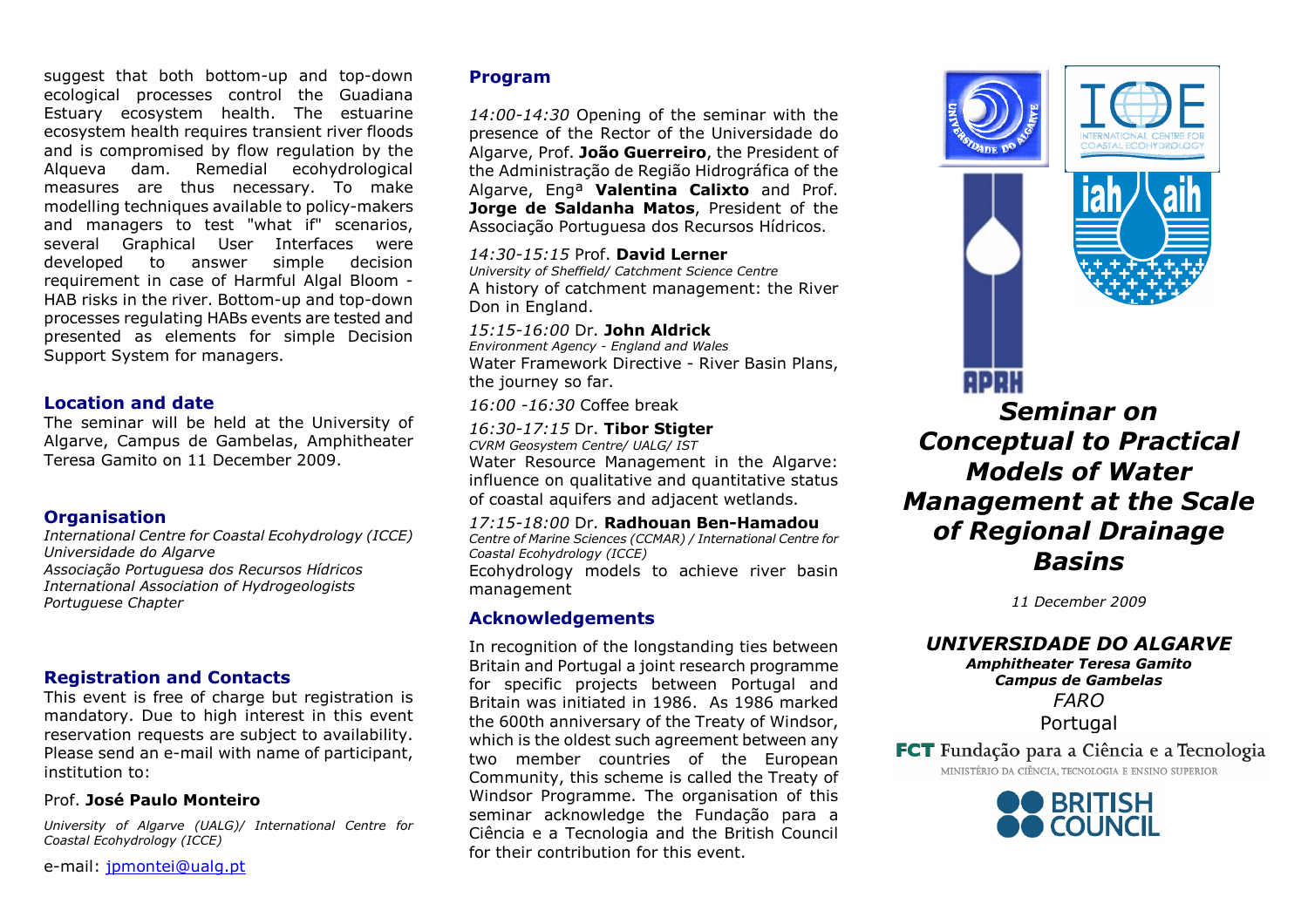suggest that both bottom-up and top-down ecological processes control the Guadiana Estuary ecosystem health. The estuarine ecosystem health requires transient river floods and is compromised by flow regulation by the Alqueva dam. Remedial ecohydrological measures are thus necessary. To make modelling techniques available to policy-makers and managers to test "what if" scenarios, several Graphical User Interfaces were developed to answer simple decision requirement in case of Harmful Algal Bloom - HAB risks in the river. Bottom-up and top-down processes regulating HABs events are tested and presented as elements for simple Decision Support System for managers.

## Location and date

The seminar will be held at the University of Algarve, Campus de Gambelas, Amphitheater Teresa Gamito on 11 December 2009.

## Organisation

*International Centre for Coastal Ecohydrology (ICCE)*
*Universidade do Algarve*
*Associação Portuguesa dos Recursos Hídricos*
*International Association of Hydrogeologists Portuguese Chapter*

## Registration and Contacts

This event is free of charge but registration is mandatory. Due to high interest in this event reservation requests are subject to availability. Please send an e-mail with name of participant, institution to:

Prof. **José Paulo Monteiro**

*University of Algarve (UALG)/ International Centre for Coastal Ecohydrology (ICCE)*

e-mail: jpmontei@ualg.pt

## Program

*14:00-14:30* Opening of the seminar with the presence of the Rector of the Universidade do Algarve, Prof. **João Guerreiro**, the President of the Administração de Região Hidrográfica of the Algarve, Engª **Valentina Calixto** and Prof. **Jorge de Saldanha Matos**, President of the Associação Portuguesa dos Recursos Hídricos.

*14:30-15:15* Prof. **David Lerner**
*University of Sheffield/ Catchment Science Centre*
A history of catchment management: the River Don in England.

*15:15-16:00* Dr. **John Aldrick**
*Environment Agency - England and Wales*
Water Framework Directive - River Basin Plans, the journey so far.

*16:00 -16:30* Coffee break

*16:30-17:15* Dr. **Tibor Stigter**
*CVRM Geosystem Centre/ UALG/ IST*
Water Resource Management in the Algarve: influence on qualitative and quantitative status of coastal aquifers and adjacent wetlands.

*17:15-18:00* Dr. **Radhouan Ben-Hamadou**
*Centre of Marine Sciences (CCMAR) / International Centre for Coastal Ecohydrology (ICCE)*
Ecohydrology models to achieve river basin management

## Acknowledgements

In recognition of the longstanding ties between Britain and Portugal a joint research programme for specific projects between Portugal and Britain was initiated in 1986. As 1986 marked the 600th anniversary of the Treaty of Windsor, which is the oldest such agreement between any two member countries of the European Community, this scheme is called the Treaty of Windsor Programme. The organisation of this seminar acknowledge the Fundação para a Ciência e a Tecnologia and the British Council for their contribution for this event.

UNIVERSIDADE DO ALGARVE

ICCE INTERNATIONAL CENTRE FOR COASTAL ECOHYDROLOGY

iah aih

APRH

# *Seminar on Conceptual to Practical Models of Water Management at the Scale of Regional Drainage Basins*

*11 December 2009*

***UNIVERSIDADE DO ALGARVE***
***Amphitheater Teresa Gamito***
***Campus de Gambelas***
*FARO*
Portugal

FCT Fundação para a Ciência e a Tecnologia
MINISTÉRIO DA CIÊNCIA, TECNOLOGIA E ENSINO SUPERIOR

BRITISH COUNCIL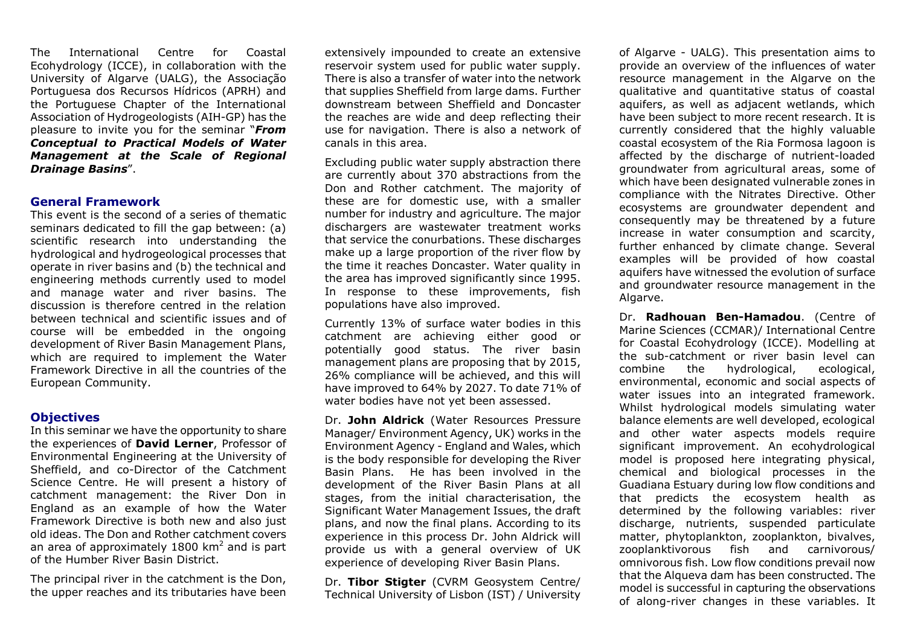The International Centre for Coastal Ecohydrology (ICCE), in collaboration with the University of Algarve (UALG), the Associação Portuguesa dos Recursos Hídricos (APRH) and the Portuguese Chapter of the International Association of Hydrogeologists (AIH-GP) has the pleasure to invite you for the seminar "***From Conceptual to Practical Models of Water Management at the Scale of Regional Drainage Basins***".

## General Framework

This event is the second of a series of thematic seminars dedicated to fill the gap between: (a) scientific research into understanding the hydrological and hydrogeological processes that operate in river basins and (b) the technical and engineering methods currently used to model and manage water and river basins. The discussion is therefore centred in the relation between technical and scientific issues and of course will be embedded in the ongoing development of River Basin Management Plans, which are required to implement the Water Framework Directive in all the countries of the European Community.

## Objectives

In this seminar we have the opportunity to share the experiences of **David Lerner**, Professor of Environmental Engineering at the University of Sheffield, and co-Director of the Catchment Science Centre. He will present a history of catchment management: the River Don in England as an example of how the Water Framework Directive is both new and also just old ideas. The Don and Rother catchment covers an area of approximately 1800 km$^2$ and is part of the Humber River Basin District.

The principal river in the catchment is the Don, the upper reaches and its tributaries have been extensively impounded to create an extensive reservoir system used for public water supply. There is also a transfer of water into the network that supplies Sheffield from large dams. Further downstream between Sheffield and Doncaster the reaches are wide and deep reflecting their use for navigation. There is also a network of canals in this area.

Excluding public water supply abstraction there are currently about 370 abstractions from the Don and Rother catchment. The majority of these are for domestic use, with a smaller number for industry and agriculture. The major dischargers are wastewater treatment works that service the conurbations. These discharges make up a large proportion of the river flow by the time it reaches Doncaster. Water quality in the area has improved significantly since 1995. In response to these improvements, fish populations have also improved.

Currently 13% of surface water bodies in this catchment are achieving either good or potentially good status. The river basin management plans are proposing that by 2015, 26% compliance will be achieved, and this will have improved to 64% by 2027. To date 71% of water bodies have not yet been assessed.

Dr. **John Aldrick** (Water Resources Pressure Manager/ Environment Agency, UK) works in the Environment Agency - England and Wales, which is the body responsible for developing the River Basin Plans. He has been involved in the development of the River Basin Plans at all stages, from the initial characterisation, the Significant Water Management Issues, the draft plans, and now the final plans. According to its experience in this process Dr. John Aldrick will provide us with a general overview of UK experience of developing River Basin Plans.

Dr. **Tibor Stigter** (CVRM Geosystem Centre/ Technical University of Lisbon (IST) / University of Algarve - UALG). This presentation aims to provide an overview of the influences of water resource management in the Algarve on the qualitative and quantitative status of coastal aquifers, as well as adjacent wetlands, which have been subject to more recent research. It is currently considered that the highly valuable coastal ecosystem of the Ria Formosa lagoon is affected by the discharge of nutrient-loaded groundwater from agricultural areas, some of which have been designated vulnerable zones in compliance with the Nitrates Directive. Other ecosystems are groundwater dependent and consequently may be threatened by a future increase in water consumption and scarcity, further enhanced by climate change. Several examples will be provided of how coastal aquifers have witnessed the evolution of surface and groundwater resource management in the Algarve.

Dr. **Radhouan Ben-Hamadou**. (Centre of Marine Sciences (CCMAR)/ International Centre for Coastal Ecohydrology (ICCE). Modelling at the sub-catchment or river basin level can combine the hydrological, ecological, environmental, economic and social aspects of water issues into an integrated framework. Whilst hydrological models simulating water balance elements are well developed, ecological and other water aspects models require significant improvement. An ecohydrological model is proposed here integrating physical, chemical and biological processes in the Guadiana Estuary during low flow conditions and that predicts the ecosystem health as determined by the following variables: river discharge, nutrients, suspended particulate matter, phytoplankton, zooplankton, bivalves, zooplanktivorous fish and carnivorous/ omnivorous fish. Low flow conditions prevail now that the Alqueva dam has been constructed. The model is successful in capturing the observations of along-river changes in these variables. It